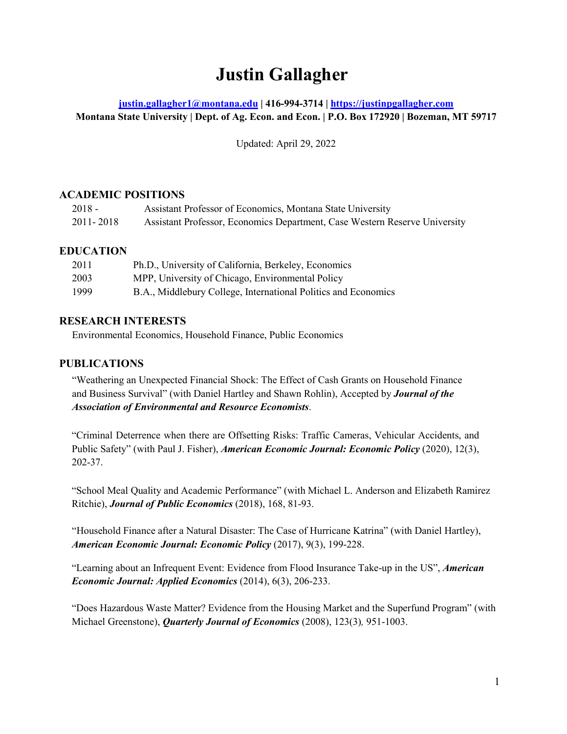# Justin Gallagher

**[justin.gallagher1@montana.edu](mailto:justin.gallagher1@montana.edu) | 416-994-3714 | [https://justinpgallagher.com](https://justinpgallagher.com)**
**Montana State University | Dept. of Ag. Econ. and Econ. | P.O. Box 172920 | Bozeman, MT 59717**

Updated: April 29, 2022

## ACADEMIC POSITIONS

| | |
|---|---|
| 2018 - | Assistant Professor of Economics, Montana State University |
| 2011- 2018 | Assistant Professor, Economics Department, Case Western Reserve University |

## EDUCATION

| | |
|---|---|
| 2011 | Ph.D., University of California, Berkeley, Economics |
| 2003 | MPP, University of Chicago, Environmental Policy |
| 1999 | B.A., Middlebury College, International Politics and Economics |

## RESEARCH INTERESTS

Environmental Economics, Household Finance, Public Economics

## PUBLICATIONS

"Weathering an Unexpected Financial Shock: The Effect of Cash Grants on Household Finance and Business Survival" (with Daniel Hartley and Shawn Rohlin), Accepted by ***Journal of the Association of Environmental and Resource Economists***.

"Criminal Deterrence when there are Offsetting Risks: Traffic Cameras, Vehicular Accidents, and Public Safety" (with Paul J. Fisher), ***American Economic Journal: Economic Policy*** (2020), 12(3), 202-37.

"School Meal Quality and Academic Performance" (with Michael L. Anderson and Elizabeth Ramirez Ritchie), ***Journal of Public Economics*** (2018), 168, 81-93.

"Household Finance after a Natural Disaster: The Case of Hurricane Katrina" (with Daniel Hartley), ***American Economic Journal: Economic Policy*** (2017), 9(3), 199-228.

"Learning about an Infrequent Event: Evidence from Flood Insurance Take-up in the US", ***American Economic Journal: Applied Economics*** (2014), 6(3), 206-233.

"Does Hazardous Waste Matter? Evidence from the Housing Market and the Superfund Program" (with Michael Greenstone), ***Quarterly Journal of Economics*** (2008), 123(3), 951-1003.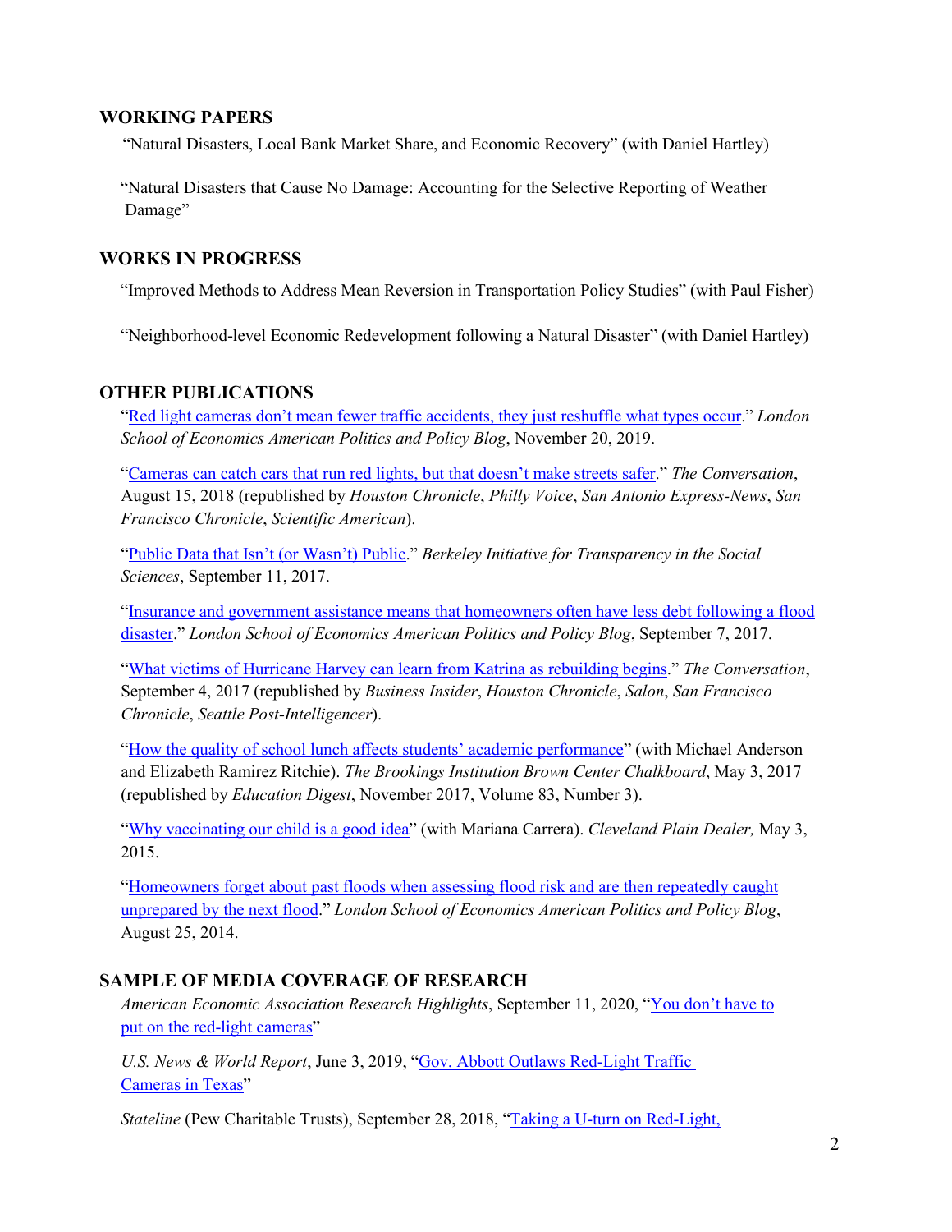## WORKING PAPERS

"Natural Disasters, Local Bank Market Share, and Economic Recovery" (with Daniel Hartley)

"Natural Disasters that Cause No Damage: Accounting for the Selective Reporting of Weather Damage"

## WORKS IN PROGRESS

"Improved Methods to Address Mean Reversion in Transportation Policy Studies" (with Paul Fisher)

"Neighborhood-level Economic Redevelopment following a Natural Disaster" (with Daniel Hartley)

## OTHER PUBLICATIONS

"Red light cameras don't mean fewer traffic accidents, they just reshuffle what types occur." *London School of Economics American Politics and Policy Blog*, November 20, 2019.

"Cameras can catch cars that run red lights, but that doesn't make streets safer." *The Conversation*, August 15, 2018 (republished by *Houston Chronicle*, *Philly Voice*, *San Antonio Express-News*, *San Francisco Chronicle*, *Scientific American*).

"Public Data that Isn't (or Wasn't) Public." *Berkeley Initiative for Transparency in the Social Sciences*, September 11, 2017.

"Insurance and government assistance means that homeowners often have less debt following a flood disaster." *London School of Economics American Politics and Policy Blog*, September 7, 2017.

"What victims of Hurricane Harvey can learn from Katrina as rebuilding begins." *The Conversation*, September 4, 2017 (republished by *Business Insider*, *Houston Chronicle*, *Salon*, *San Francisco Chronicle*, *Seattle Post-Intelligencer*).

"How the quality of school lunch affects students' academic performance" (with Michael Anderson and Elizabeth Ramirez Ritchie). *The Brookings Institution Brown Center Chalkboard*, May 3, 2017 (republished by *Education Digest*, November 2017, Volume 83, Number 3).

"Why vaccinating our child is a good idea" (with Mariana Carrera). *Cleveland Plain Dealer,* May 3, 2015.

"Homeowners forget about past floods when assessing flood risk and are then repeatedly caught unprepared by the next flood." *London School of Economics American Politics and Policy Blog*, August 25, 2014.

## SAMPLE OF MEDIA COVERAGE OF RESEARCH

*American Economic Association Research Highlights*, September 11, 2020, "You don't have to put on the red-light cameras"

*U.S. News & World Report*, June 3, 2019, "Gov. Abbott Outlaws Red-Light Traffic Cameras in Texas"

*Stateline* (Pew Charitable Trusts), September 28, 2018, "Taking a U-turn on Red-Light,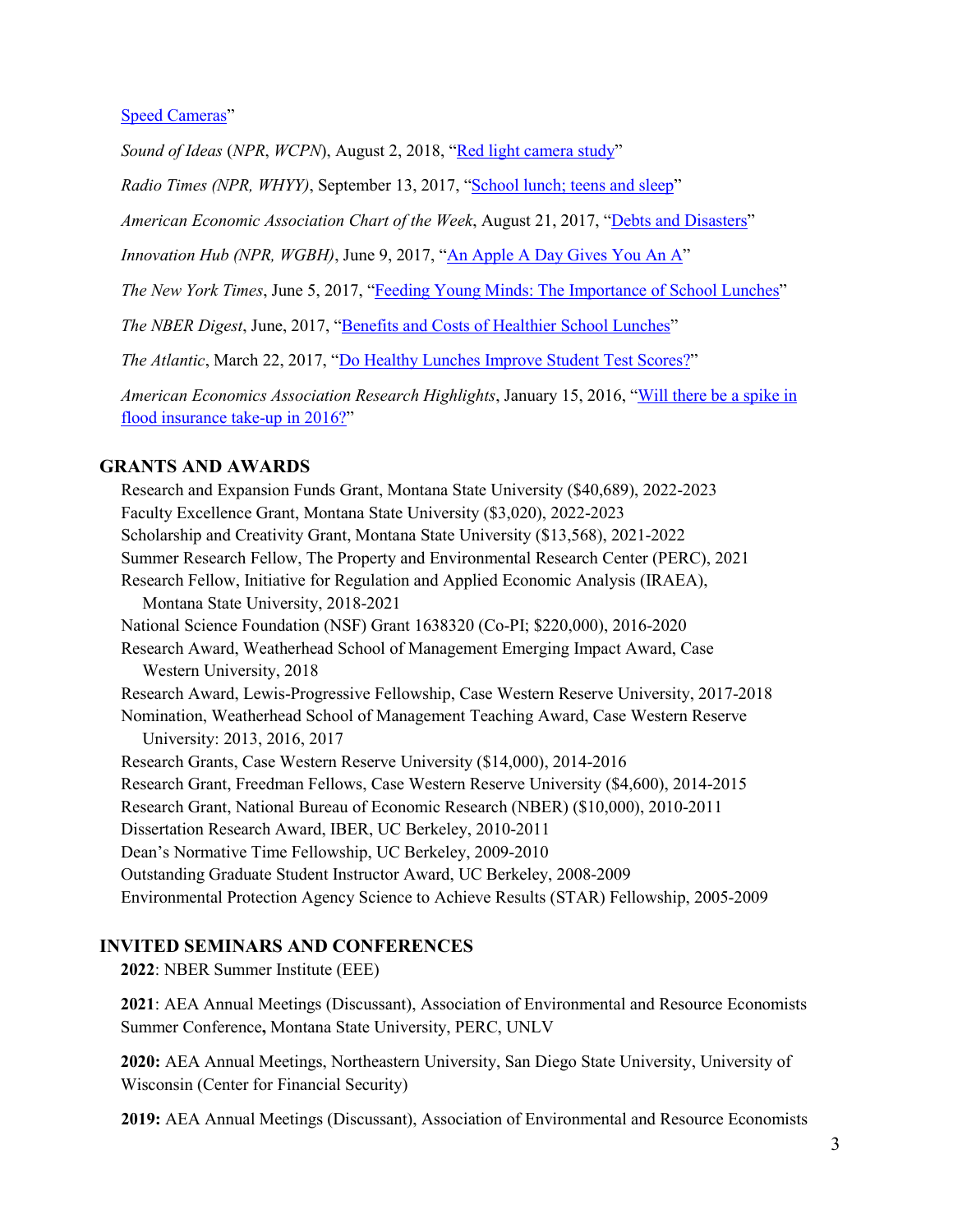[Speed Cameras]"

*Sound of Ideas* (*NPR*, *WCPN*), August 2, 2018, "[Red light camera study]"

*Radio Times (NPR, WHYY)*, September 13, 2017, "[School lunch; teens and sleep]"

*American Economic Association Chart of the Week*, August 21, 2017, "[Debts and Disasters]"

*Innovation Hub (NPR, WGBH)*, June 9, 2017, "[An Apple A Day Gives You An A]"

*The New York Times*, June 5, 2017, "[Feeding Young Minds: The Importance of School Lunches]"

*The NBER Digest*, June, 2017, "[Benefits and Costs of Healthier School Lunches]"

*The Atlantic*, March 22, 2017, "[Do Healthy Lunches Improve Student Test Scores?]"

*American Economics Association Research Highlights*, January 15, 2016, "[Will there be a spike in flood insurance take-up in 2016?]"

## GRANTS AND AWARDS

Research and Expansion Funds Grant, Montana State University ($40,689), 2022-2023
Faculty Excellence Grant, Montana State University ($3,020), 2022-2023
Scholarship and Creativity Grant, Montana State University ($13,568), 2021-2022
Summer Research Fellow, The Property and Environmental Research Center (PERC), 2021
Research Fellow, Initiative for Regulation and Applied Economic Analysis (IRAEA), Montana State University, 2018-2021
National Science Foundation (NSF) Grant 1638320 (Co-PI; $220,000), 2016-2020
Research Award, Weatherhead School of Management Emerging Impact Award, Case Western University, 2018
Research Award, Lewis-Progressive Fellowship, Case Western Reserve University, 2017-2018
Nomination, Weatherhead School of Management Teaching Award, Case Western Reserve University: 2013, 2016, 2017
Research Grants, Case Western Reserve University ($14,000), 2014-2016
Research Grant, Freedman Fellows, Case Western Reserve University ($4,600), 2014-2015
Research Grant, National Bureau of Economic Research (NBER) ($10,000), 2010-2011
Dissertation Research Award, IBER, UC Berkeley, 2010-2011
Dean's Normative Time Fellowship, UC Berkeley, 2009-2010
Outstanding Graduate Student Instructor Award, UC Berkeley, 2008-2009
Environmental Protection Agency Science to Achieve Results (STAR) Fellowship, 2005-2009

## INVITED SEMINARS AND CONFERENCES

**2022**: NBER Summer Institute (EEE)

**2021**: AEA Annual Meetings (Discussant), Association of Environmental and Resource Economists Summer Conference**,** Montana State University, PERC, UNLV

**2020:** AEA Annual Meetings, Northeastern University, San Diego State University, University of Wisconsin (Center for Financial Security)

**2019:** AEA Annual Meetings (Discussant), Association of Environmental and Resource Economists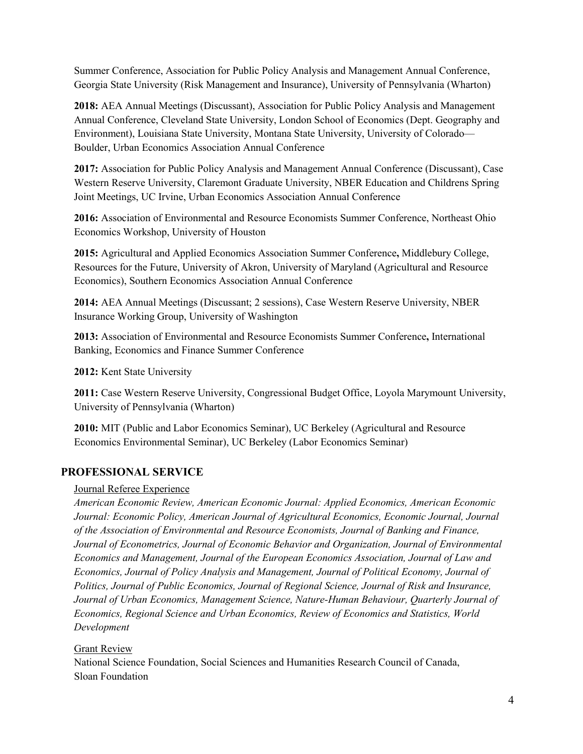Summer Conference, Association for Public Policy Analysis and Management Annual Conference, Georgia State University (Risk Management and Insurance), University of Pennsylvania (Wharton)

**2018:** AEA Annual Meetings (Discussant), Association for Public Policy Analysis and Management Annual Conference, Cleveland State University, London School of Economics (Dept. Geography and Environment), Louisiana State University, Montana State University, University of Colorado—Boulder, Urban Economics Association Annual Conference

**2017:** Association for Public Policy Analysis and Management Annual Conference (Discussant), Case Western Reserve University, Claremont Graduate University, NBER Education and Childrens Spring Joint Meetings, UC Irvine, Urban Economics Association Annual Conference

**2016:** Association of Environmental and Resource Economists Summer Conference, Northeast Ohio Economics Workshop, University of Houston

**2015:** Agricultural and Applied Economics Association Summer Conference**,** Middlebury College, Resources for the Future, University of Akron, University of Maryland (Agricultural and Resource Economics), Southern Economics Association Annual Conference

**2014:** AEA Annual Meetings (Discussant; 2 sessions), Case Western Reserve University, NBER Insurance Working Group, University of Washington

**2013:** Association of Environmental and Resource Economists Summer Conference**,** International Banking, Economics and Finance Summer Conference

**2012:** Kent State University

**2011:** Case Western Reserve University, Congressional Budget Office, Loyola Marymount University, University of Pennsylvania (Wharton)

**2010:** MIT (Public and Labor Economics Seminar), UC Berkeley (Agricultural and Resource Economics Environmental Seminar), UC Berkeley (Labor Economics Seminar)

## PROFESSIONAL SERVICE

Journal Referee Experience

*American Economic Review, American Economic Journal: Applied Economics, American Economic Journal: Economic Policy, American Journal of Agricultural Economics, Economic Journal, Journal of the Association of Environmental and Resource Economists, Journal of Banking and Finance, Journal of Econometrics, Journal of Economic Behavior and Organization, Journal of Environmental Economics and Management, Journal of the European Economics Association, Journal of Law and Economics, Journal of Policy Analysis and Management, Journal of Political Economy, Journal of Politics, Journal of Public Economics, Journal of Regional Science, Journal of Risk and Insurance, Journal of Urban Economics, Management Science, Nature-Human Behaviour, Quarterly Journal of Economics, Regional Science and Urban Economics, Review of Economics and Statistics, World Development*

Grant Review

National Science Foundation, Social Sciences and Humanities Research Council of Canada, Sloan Foundation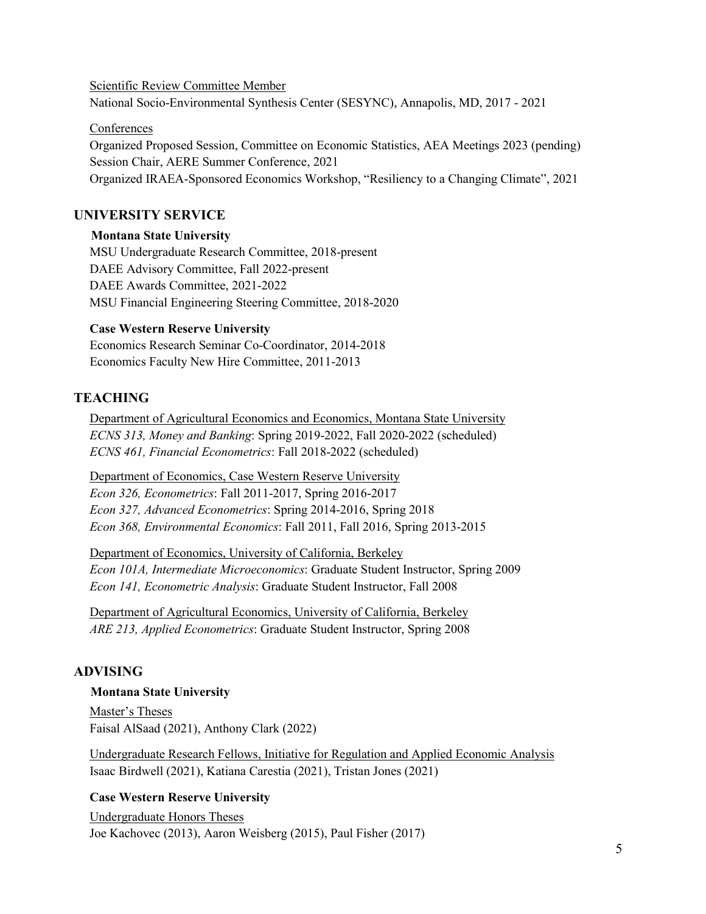Scientific Review Committee Member
National Socio-Environmental Synthesis Center (SESYNC), Annapolis, MD, 2017 - 2021

Conferences
Organized Proposed Session, Committee on Economic Statistics, AEA Meetings 2023 (pending)
Session Chair, AERE Summer Conference, 2021
Organized IRAEA-Sponsored Economics Workshop, "Resiliency to a Changing Climate", 2021

## UNIVERSITY SERVICE

**Montana State University**

MSU Undergraduate Research Committee, 2018-present
DAEE Advisory Committee, Fall 2022-present
DAEE Awards Committee, 2021-2022
MSU Financial Engineering Steering Committee, 2018-2020

**Case Western Reserve University**

Economics Research Seminar Co-Coordinator, 2014-2018
Economics Faculty New Hire Committee, 2011-2013

## TEACHING

Department of Agricultural Economics and Economics, Montana State University
*ECNS 313, Money and Banking*: Spring 2019-2022, Fall 2020-2022 (scheduled)
*ECNS 461, Financial Econometrics*: Fall 2018-2022 (scheduled)

Department of Economics, Case Western Reserve University
*Econ 326, Econometrics*: Fall 2011-2017, Spring 2016-2017
*Econ 327, Advanced Econometrics*: Spring 2014-2016, Spring 2018
*Econ 368, Environmental Economics*: Fall 2011, Fall 2016, Spring 2013-2015

Department of Economics, University of California, Berkeley
*Econ 101A, Intermediate Microeconomics*: Graduate Student Instructor, Spring 2009
*Econ 141, Econometric Analysis*: Graduate Student Instructor, Fall 2008

Department of Agricultural Economics, University of California, Berkeley
*ARE 213, Applied Econometrics*: Graduate Student Instructor, Spring 2008

## ADVISING

**Montana State University**

Master's Theses
Faisal AlSaad (2021), Anthony Clark (2022)

Undergraduate Research Fellows, Initiative for Regulation and Applied Economic Analysis
Isaac Birdwell (2021), Katiana Carestia (2021), Tristan Jones (2021)

**Case Western Reserve University**

Undergraduate Honors Theses
Joe Kachovec (2013), Aaron Weisberg (2015), Paul Fisher (2017)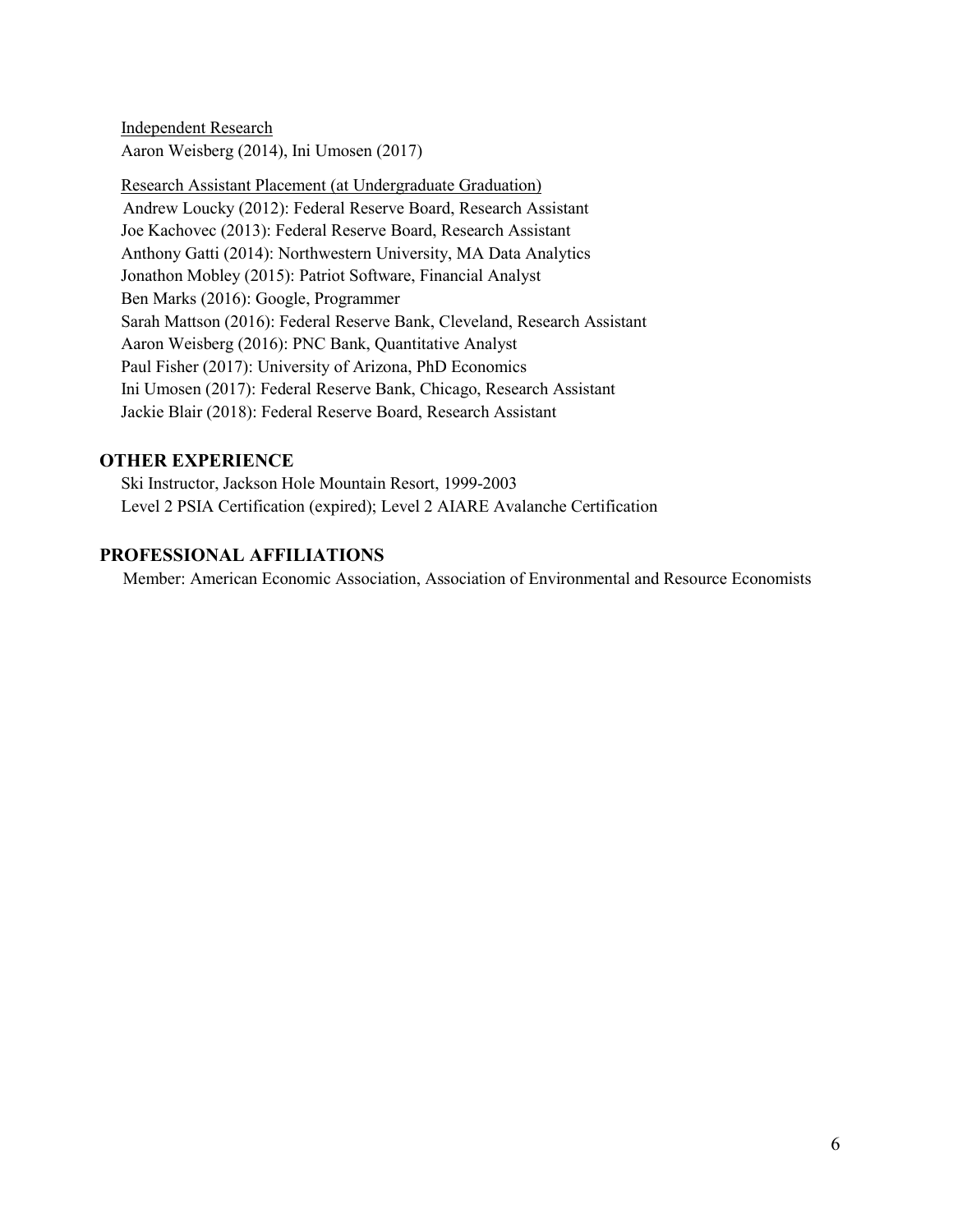Independent Research

Aaron Weisberg (2014), Ini Umosen (2017)

Research Assistant Placement (at Undergraduate Graduation)

Andrew Loucky (2012): Federal Reserve Board, Research Assistant
Joe Kachovec (2013): Federal Reserve Board, Research Assistant
Anthony Gatti (2014): Northwestern University, MA Data Analytics
Jonathon Mobley (2015): Patriot Software, Financial Analyst
Ben Marks (2016): Google, Programmer
Sarah Mattson (2016): Federal Reserve Bank, Cleveland, Research Assistant
Aaron Weisberg (2016): PNC Bank, Quantitative Analyst
Paul Fisher (2017): University of Arizona, PhD Economics
Ini Umosen (2017): Federal Reserve Bank, Chicago, Research Assistant
Jackie Blair (2018): Federal Reserve Board, Research Assistant

## OTHER EXPERIENCE

Ski Instructor, Jackson Hole Mountain Resort, 1999-2003
Level 2 PSIA Certification (expired); Level 2 AIARE Avalanche Certification

## PROFESSIONAL AFFILIATIONS

Member: American Economic Association, Association of Environmental and Resource Economists